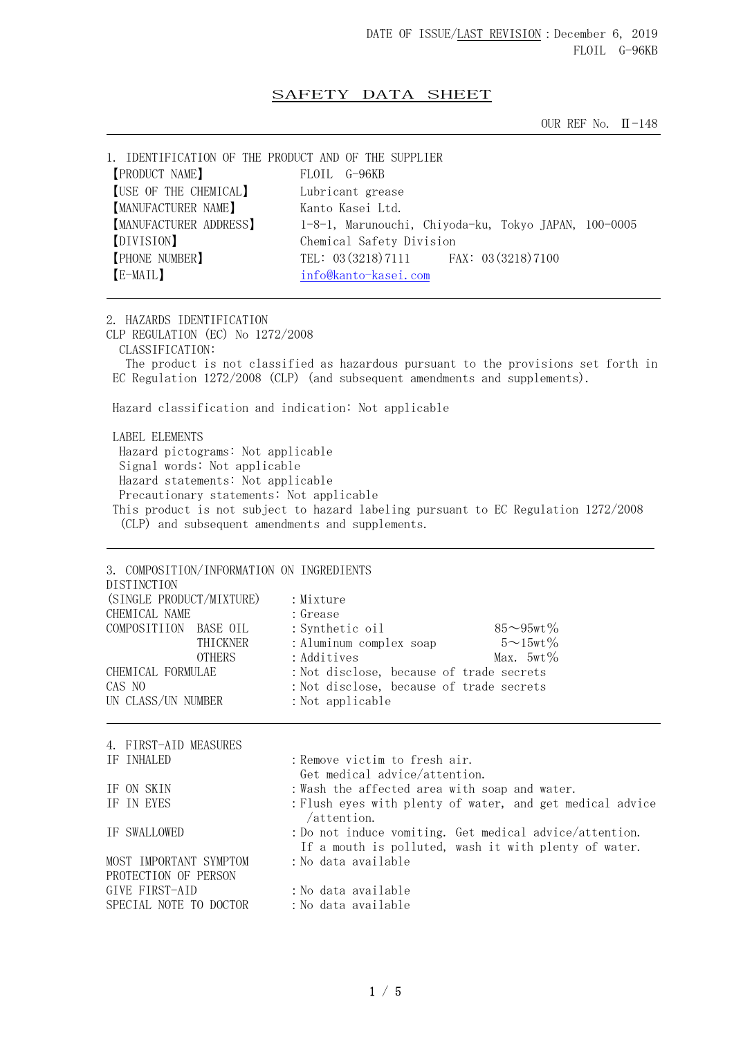DATE OF ISSUE/LAST REVISION：December 6, 2019
FLOIL G-96KB

# SAFETY DATA SHEET

OUR REF No. Ⅱ-148

## 1. IDENTIFICATION OF THE PRODUCT AND OF THE SUPPLIER

| | |
|---|---|
| 【PRODUCT NAME】 | FLOIL G-96KB |
| 【USE OF THE CHEMICAL】 | Lubricant grease |
| 【MANUFACTURER NAME】 | Kanto Kasei Ltd. |
| 【MANUFACTURER ADDRESS】 | 1-8-1, Marunouchi, Chiyoda-ku, Tokyo JAPAN, 100-0005 |
| 【DIVISION】 | Chemical Safety Division |
| 【PHONE NUMBER】 | TEL: 03(3218)7111 FAX: 03(3218)7100 |
| 【E-MAIL】 | info@kanto-kasei.com |

## 2. HAZARDS IDENTIFICATION

CLP REGULATION (EC) No 1272/2008

CLASSIFICATION:

The product is not classified as hazardous pursuant to the provisions set forth in EC Regulation 1272/2008 (CLP) (and subsequent amendments and supplements).

Hazard classification and indication: Not applicable

LABEL ELEMENTS

Hazard pictograms: Not applicable
Signal words: Not applicable
Hazard statements: Not applicable
Precautionary statements: Not applicable

This product is not subject to hazard labeling pursuant to EC Regulation 1272/2008 (CLP) and subsequent amendments and supplements.

## 3. COMPOSITION/INFORMATION ON INGREDIENTS

| | | |
|---|---|---|
| DISTINCTION (SINGLE PRODUCT/MIXTURE) | :Mixture | |
| CHEMICAL NAME | :Grease | |
| COMPOSITIION BASE OIL | :Synthetic oil | 85～95wt% |
| THICKNER | :Aluminum complex soap | 5～15wt% |
| OTHERS | :Additives | Max. 5wt% |
| CHEMICAL FORMULAE | :Not disclose, because of trade secrets | |
| CAS NO | :Not disclose, because of trade secrets | |
| UN CLASS/UN NUMBER | :Not applicable | |

## 4. FIRST-AID MEASURES

| | |
|---|---|
| IF INHALED | :Remove victim to fresh air. Get medical advice/attention. |
| IF ON SKIN | :Wash the affected area with soap and water. |
| IF IN EYES | :Flush eyes with plenty of water, and get medical advice /attention. |
| IF SWALLOWED | :Do not induce vomiting. Get medical advice/attention. If a mouth is polluted, wash it with plenty of water. |
| MOST IMPORTANT SYMPTOM | :No data available |
| PROTECTION OF PERSON GIVE FIRST-AID | :No data available |
| SPECIAL NOTE TO DOCTOR | :No data available |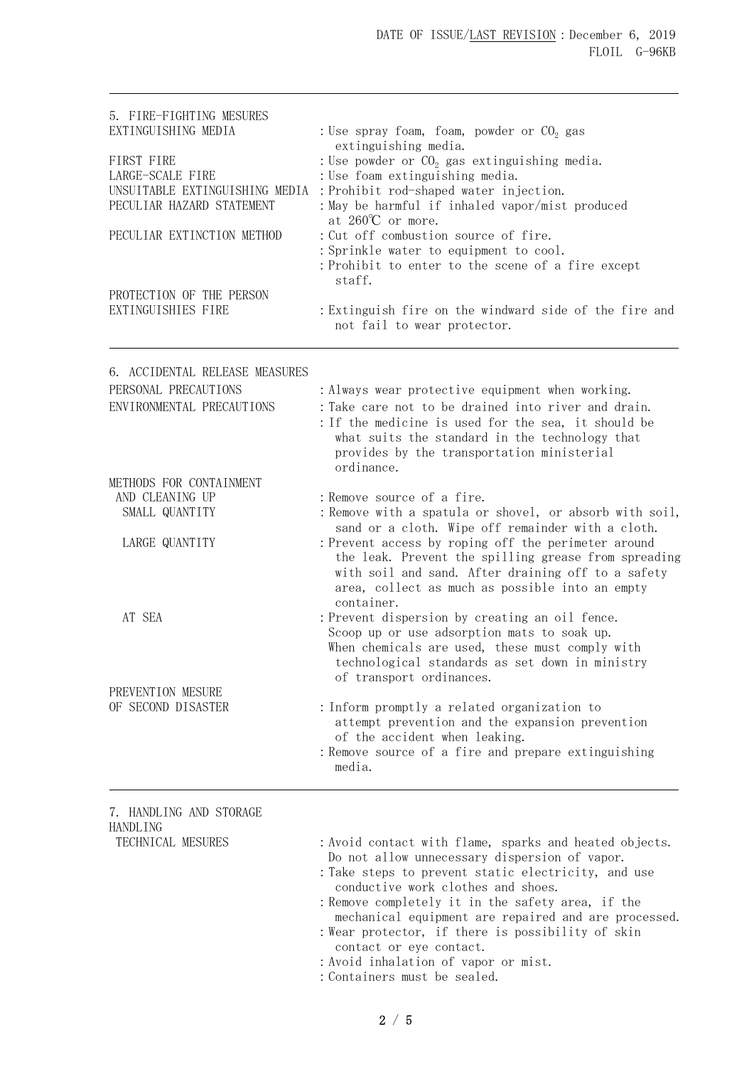## 5. FIRE-FIGHTING MESURES

| | |
|---|---|
| EXTINGUISHING MEDIA | : Use spray foam, foam, powder or $CO_2$ gas extinguishing media. |
| FIRST FIRE | : Use powder or $CO_2$ gas extinguishing media. |
| LARGE-SCALE FIRE | : Use foam extinguishing media. |
| UNSUITABLE EXTINGUISHING MEDIA | : Prohibit rod-shaped water injection. |
| PECULIAR HAZARD STATEMENT | : May be harmful if inhaled vapor/mist produced at 260℃ or more. |
| PECULIAR EXTINCTION METHOD | : Cut off combustion source of fire.<br>: Sprinkle water to equipment to cool.<br>: Prohibit to enter to the scene of a fire except staff. |
| PROTECTION OF THE PERSON EXTINGUISHIES FIRE | : Extinguish fire on the windward side of the fire and not fail to wear protector. |

## 6. ACCIDENTAL RELEASE MEASURES

| | |
|---|---|
| PERSONAL PRECAUTIONS | : Always wear protective equipment when working. |
| ENVIRONMENTAL PRECAUTIONS | : Take care not to be drained into river and drain.<br>: If the medicine is used for the sea, it should be what suits the standard in the technology that provides by the transportation ministerial ordinance. |
| METHODS FOR CONTAINMENT AND CLEANING UP | : Remove source of a fire. |
| SMALL QUANTITY | : Remove with a spatula or shovel, or absorb with soil, sand or a cloth. Wipe off remainder with a cloth. |
| LARGE QUANTITY | : Prevent access by roping off the perimeter around the leak. Prevent the spilling grease from spreading with soil and sand. After draining off to a safety area, collect as much as possible into an empty container. |
| AT SEA | : Prevent dispersion by creating an oil fence. Scoop up or use adsorption mats to soak up. When chemicals are used, these must comply with technological standards as set down in ministry of transport ordinances. |
| PREVENTION MESURE OF SECOND DISASTER | : Inform promptly a related organization to attempt prevention and the expansion prevention of the accident when leaking.<br>: Remove source of a fire and prepare extinguishing media. |

## 7. HANDLING AND STORAGE

HANDLING

| | |
|---|---|
| TECHNICAL MESURES | : Avoid contact with flame, sparks and heated objects. Do not allow unnecessary dispersion of vapor.<br>: Take steps to prevent static electricity, and use conductive work clothes and shoes.<br>: Remove completely it in the safety area, if the mechanical equipment are repaired and are processed.<br>: Wear protector, if there is possibility of skin contact or eye contact.<br>: Avoid inhalation of vapor or mist.<br>: Containers must be sealed. |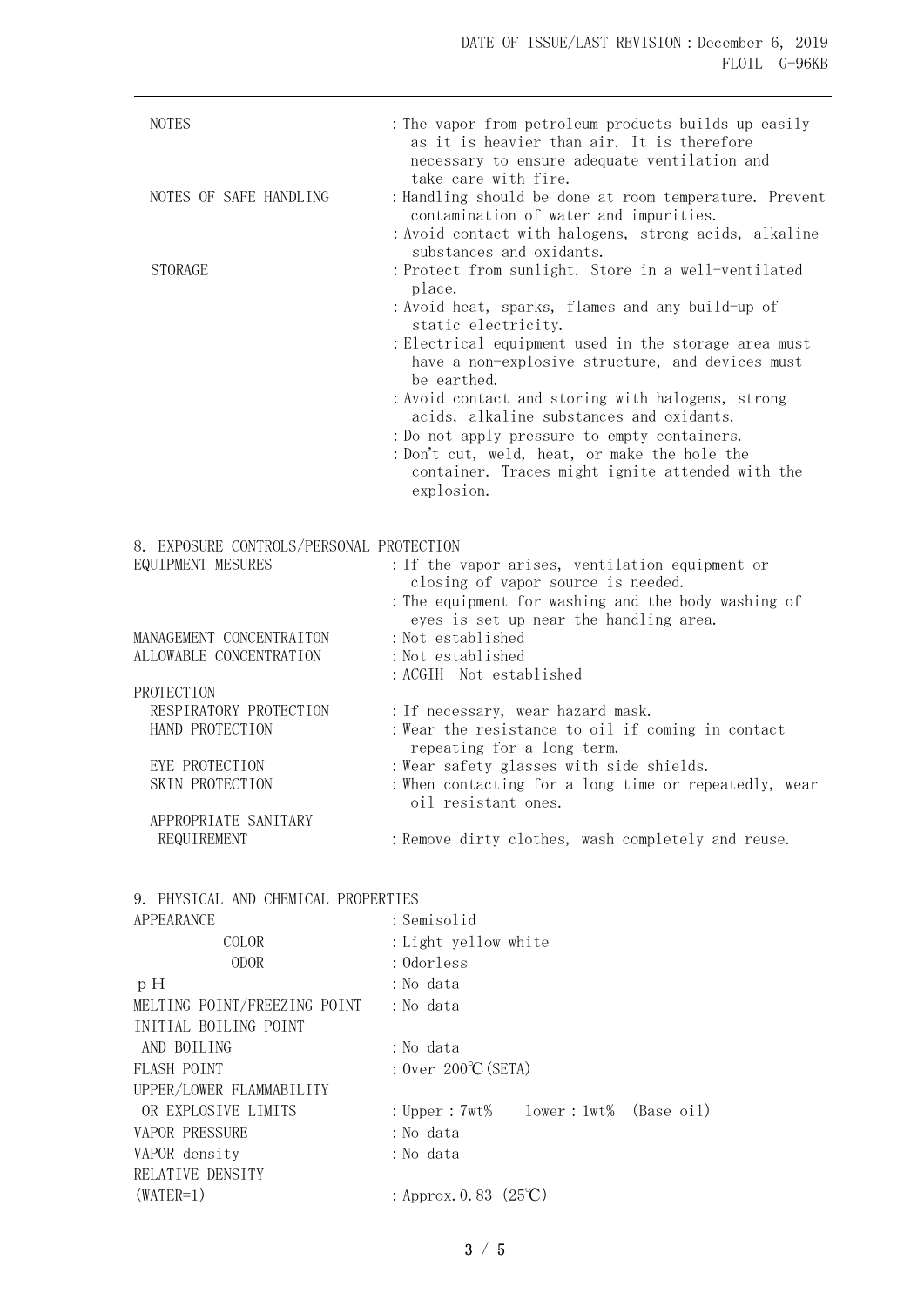| | |
|---|---|
| NOTES | : The vapor from petroleum products builds up easily as it is heavier than air. It is therefore necessary to ensure adequate ventilation and take care with fire. |
| NOTES OF SAFE HANDLING | : Handling should be done at room temperature. Prevent contamination of water and impurities. |
| | : Avoid contact with halogens, strong acids, alkaline substances and oxidants. |
| STORAGE | : Protect from sunlight. Store in a well-ventilated place. |
| | : Avoid heat, sparks, flames and any build-up of static electricity. |
| | : Electrical equipment used in the storage area must have a non-explosive structure, and devices must be earthed. |
| | : Avoid contact and storing with halogens, strong acids, alkaline substances and oxidants. |
| | : Do not apply pressure to empty containers. |
| | : Don't cut, weld, heat, or make the hole the container. Traces might ignite attended with the explosion. |

## 8. EXPOSURE CONTROLS/PERSONAL PROTECTION

| | |
|---|---|
| EQUIPMENT MESURES | : If the vapor arises, ventilation equipment or closing of vapor source is needed. |
| | : The equipment for washing and the body washing of eyes is set up near the handling area. |
| MANAGEMENT CONCENTRAITON | : Not established |
| ALLOWABLE CONCENTRATION | : Not established |
| | : ACGIH Not established |
| PROTECTION | |
| RESPIRATORY PROTECTION | : If necessary, wear hazard mask. |
| HAND PROTECTION | : Wear the resistance to oil if coming in contact repeating for a long term. |
| EYE PROTECTION | : Wear safety glasses with side shields. |
| SKIN PROTECTION | : When contacting for a long time or repeatedly, wear oil resistant ones. |
| APPROPRIATE SANITARY REQUIREMENT | : Remove dirty clothes, wash completely and reuse. |

## 9. PHYSICAL AND CHEMICAL PROPERTIES

| | |
|---|---|
| APPEARANCE | : Semisolid |
| COLOR | : Light yellow white |
| ODOR | : Odorless |
| pH | : No data |
| MELTING POINT/FREEZING POINT | : No data |
| INITIAL BOILING POINT AND BOILING | : No data |
| FLASH POINT | : Over 200℃ (SETA) |
| UPPER/LOWER FLAMMABILITY OR EXPLOSIVE LIMITS | : Upper : 7wt% lower : 1wt% (Base oil) |
| VAPOR PRESSURE | : No data |
| VAPOR density | : No data |
| RELATIVE DENSITY (WATER=1) | : Approx. 0.83 (25℃) |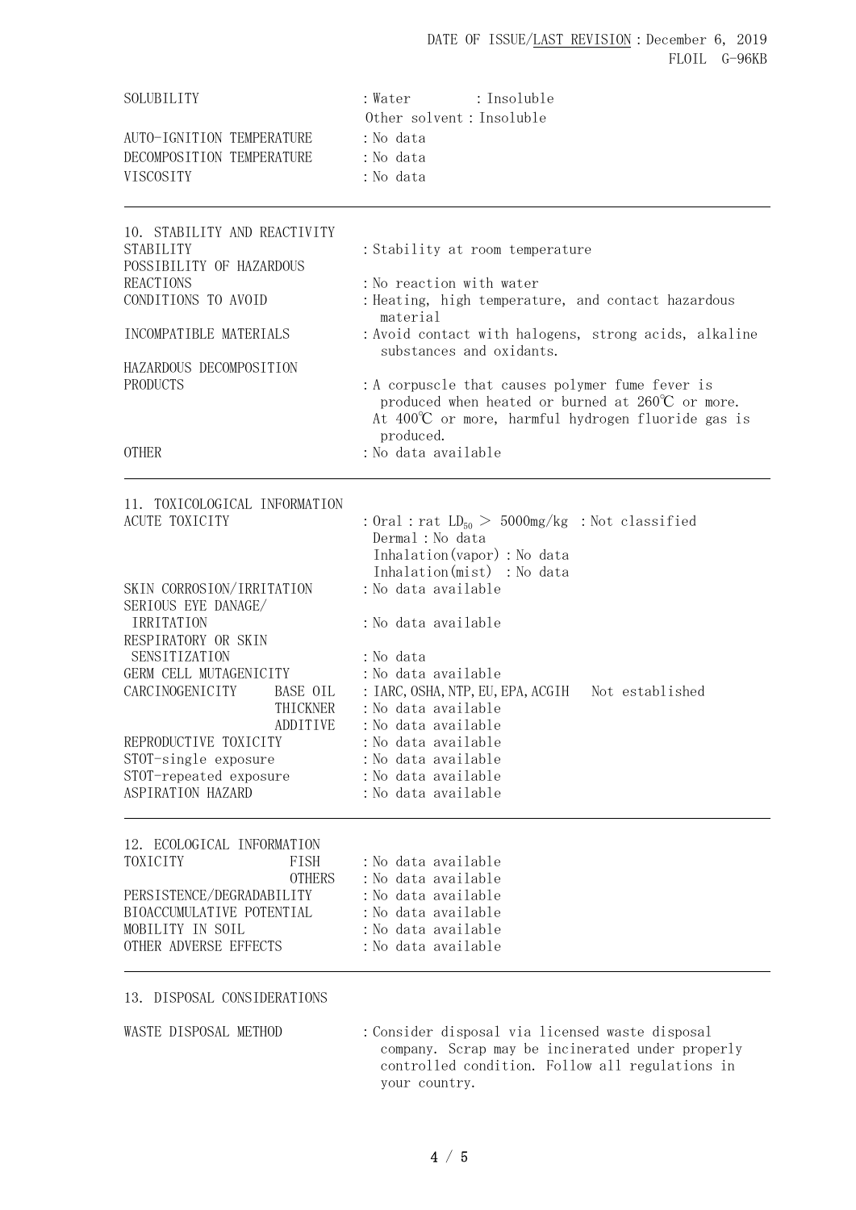| | |
|---|---|
| SOLUBILITY | : Water : Insoluble<br>Other solvent : Insoluble |
| AUTO-IGNITION TEMPERATURE | : No data |
| DECOMPOSITION TEMPERATURE | : No data |
| VISCOSITY | : No data |

## 10. STABILITY AND REACTIVITY

| | |
|---|---|
| STABILITY | : Stability at room temperature |
| POSSIBILITY OF HAZARDOUS REACTIONS | : No reaction with water |
| CONDITIONS TO AVOID | : Heating, high temperature, and contact hazardous material |
| INCOMPATIBLE MATERIALS | : Avoid contact with halogens, strong acids, alkaline substances and oxidants. |
| HAZARDOUS DECOMPOSITION PRODUCTS | : A corpuscle that causes polymer fume fever is produced when heated or burned at 260℃ or more. At 400℃ or more, harmful hydrogen fluoride gas is produced. |
| OTHER | : No data available |

## 11. TOXICOLOGICAL INFORMATION

| | | |
|---|---|---|
| ACUTE TOXICITY | | : Oral : rat $LD_{50}$ > 5000mg/kg : Not classified<br>Dermal : No data<br>Inhalation(vapor) : No data<br>Inhalation(mist) : No data |
| SKIN CORROSION/IRRITATION | | : No data available |
| SERIOUS EYE DANAGE/ IRRITATION | | : No data available |
| RESPIRATORY OR SKIN SENSITIZATION | | : No data |
| GERM CELL MUTAGENICITY | | : No data available |
| CARCINOGENICITY | BASE OIL | : IARC, OSHA, NTP, EU, EPA, ACGIH Not established |
| | THICKNER | : No data available |
| | ADDITIVE | : No data available |
| REPRODUCTIVE TOXICITY | | : No data available |
| STOT-single exposure | | : No data available |
| STOT-repeated exposure | | : No data available |
| ASPIRATION HAZARD | | : No data available |

## 12. ECOLOGICAL INFORMATION

| | | |
|---|---|---|
| TOXICITY | FISH | : No data available |
| | OTHERS | : No data available |
| PERSISTENCE/DEGRADABILITY | | : No data available |
| BIOACCUMULATIVE POTENTIAL | | : No data available |
| MOBILITY IN SOIL | | : No data available |
| OTHER ADVERSE EFFECTS | | : No data available |

## 13. DISPOSAL CONSIDERATIONS

| | |
|---|---|
| WASTE DISPOSAL METHOD | : Consider disposal via licensed waste disposal company. Scrap may be incinerated under properly controlled condition. Follow all regulations in your country. |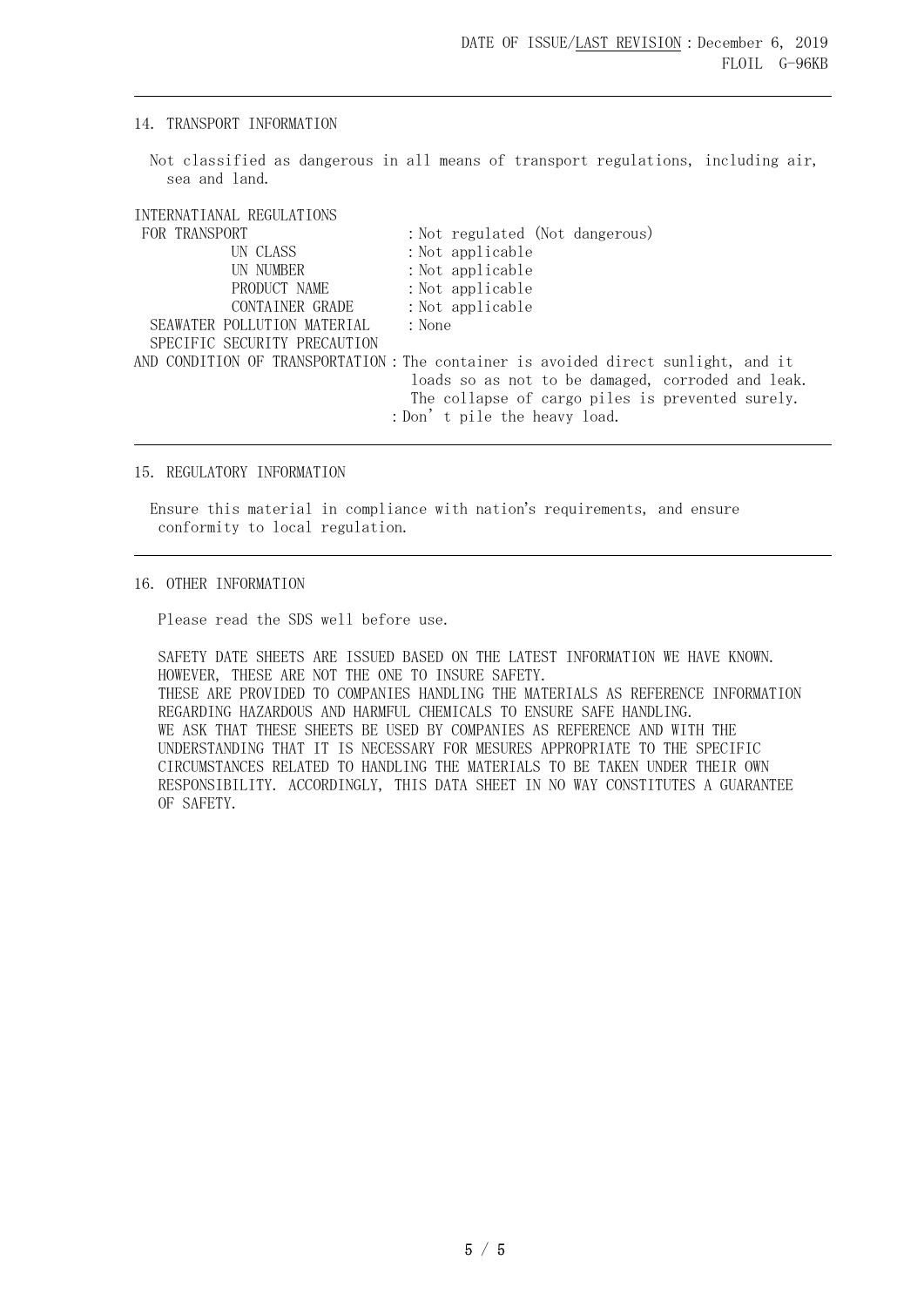## 14. TRANSPORT INFORMATION

Not classified as dangerous in all means of transport regulations, including air, sea and land.

| | |
|---|---|
| INTERNATIANAL REGULATIONS FOR TRANSPORT | : Not regulated (Not dangerous) |
| UN CLASS | : Not applicable |
| UN NUMBER | : Not applicable |
| PRODUCT NAME | : Not applicable |
| CONTAINER GRADE | : Not applicable |
| SEAWATER POLLUTION MATERIAL | : None |
| SPECIFIC SECURITY PRECAUTION AND CONDITION OF TRANSPORTATION | : The container is avoided direct sunlight, and it loads so as not to be damaged, corroded and leak. The collapse of cargo piles is prevented surely.<br>: Don't pile the heavy load. |

## 15. REGULATORY INFORMATION

Ensure this material in compliance with nation's requirements, and ensure conformity to local regulation.

## 16. OTHER INFORMATION

Please read the SDS well before use.

SAFETY DATE SHEETS ARE ISSUED BASED ON THE LATEST INFORMATION WE HAVE KNOWN. HOWEVER, THESE ARE NOT THE ONE TO INSURE SAFETY.
THESE ARE PROVIDED TO COMPANIES HANDLING THE MATERIALS AS REFERENCE INFORMATION REGARDING HAZARDOUS AND HARMFUL CHEMICALS TO ENSURE SAFE HANDLING.
WE ASK THAT THESE SHEETS BE USED BY COMPANIES AS REFERENCE AND WITH THE UNDERSTANDING THAT IT IS NECESSARY FOR MESURES APPROPRIATE TO THE SPECIFIC CIRCUMSTANCES RELATED TO HANDLING THE MATERIALS TO BE TAKEN UNDER THEIR OWN RESPONSIBILITY. ACCORDINGLY, THIS DATA SHEET IN NO WAY CONSTITUTES A GUARANTEE OF SAFETY.